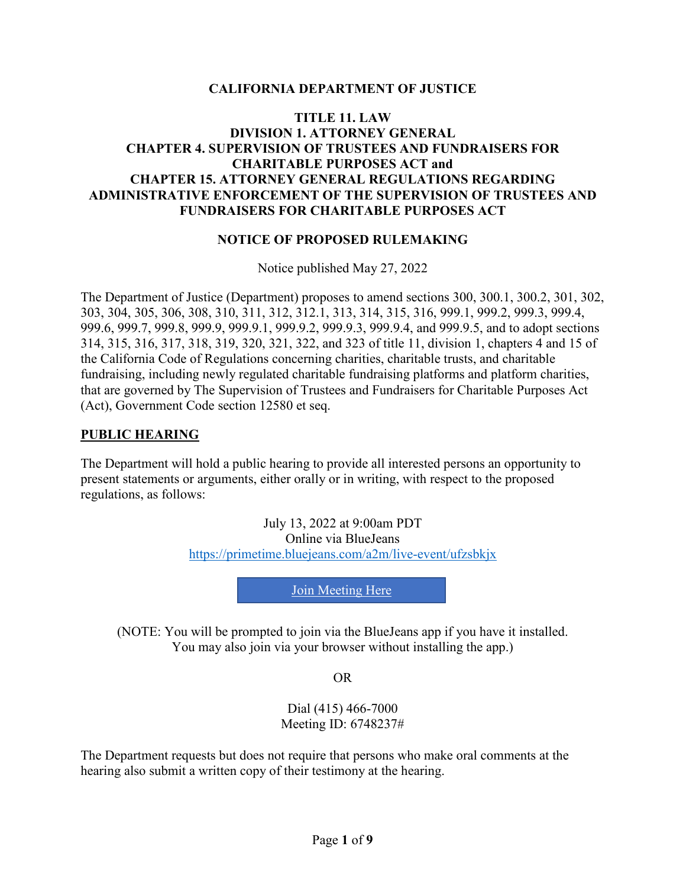**CALIFORNIA DEPARTMENT OF JUSTICE**

**TITLE 11. LAW**
**DIVISION 1. ATTORNEY GENERAL**
**CHAPTER 4. SUPERVISION OF TRUSTEES AND FUNDRAISERS FOR CHARITABLE PURPOSES ACT and**
**CHAPTER 15. ATTORNEY GENERAL REGULATIONS REGARDING ADMINISTRATIVE ENFORCEMENT OF THE SUPERVISION OF TRUSTEES AND FUNDRAISERS FOR CHARITABLE PURPOSES ACT**

**NOTICE OF PROPOSED RULEMAKING**

Notice published May 27, 2022

The Department of Justice (Department) proposes to amend sections 300, 300.1, 300.2, 301, 302, 303, 304, 305, 306, 308, 310, 311, 312, 312.1, 313, 314, 315, 316, 999.1, 999.2, 999.3, 999.4, 999.6, 999.7, 999.8, 999.9, 999.9.1, 999.9.2, 999.9.3, 999.9.4, and 999.9.5, and to adopt sections 314, 315, 316, 317, 318, 319, 320, 321, 322, and 323 of title 11, division 1, chapters 4 and 15 of the California Code of Regulations concerning charities, charitable trusts, and charitable fundraising, including newly regulated charitable fundraising platforms and platform charities, that are governed by The Supervision of Trustees and Fundraisers for Charitable Purposes Act (Act), Government Code section 12580 et seq.

**PUBLIC HEARING**

The Department will hold a public hearing to provide all interested persons an opportunity to present statements or arguments, either orally or in writing, with respect to the proposed regulations, as follows:

July 13, 2022 at 9:00am PDT
Online via BlueJeans
https://primetime.bluejeans.com/a2m/live-event/ufzsbkjx

Join Meeting Here

(NOTE: You will be prompted to join via the BlueJeans app if you have it installed. You may also join via your browser without installing the app.)

OR

Dial (415) 466-7000
Meeting ID: 6748237#

The Department requests but does not require that persons who make oral comments at the hearing also submit a written copy of their testimony at the hearing.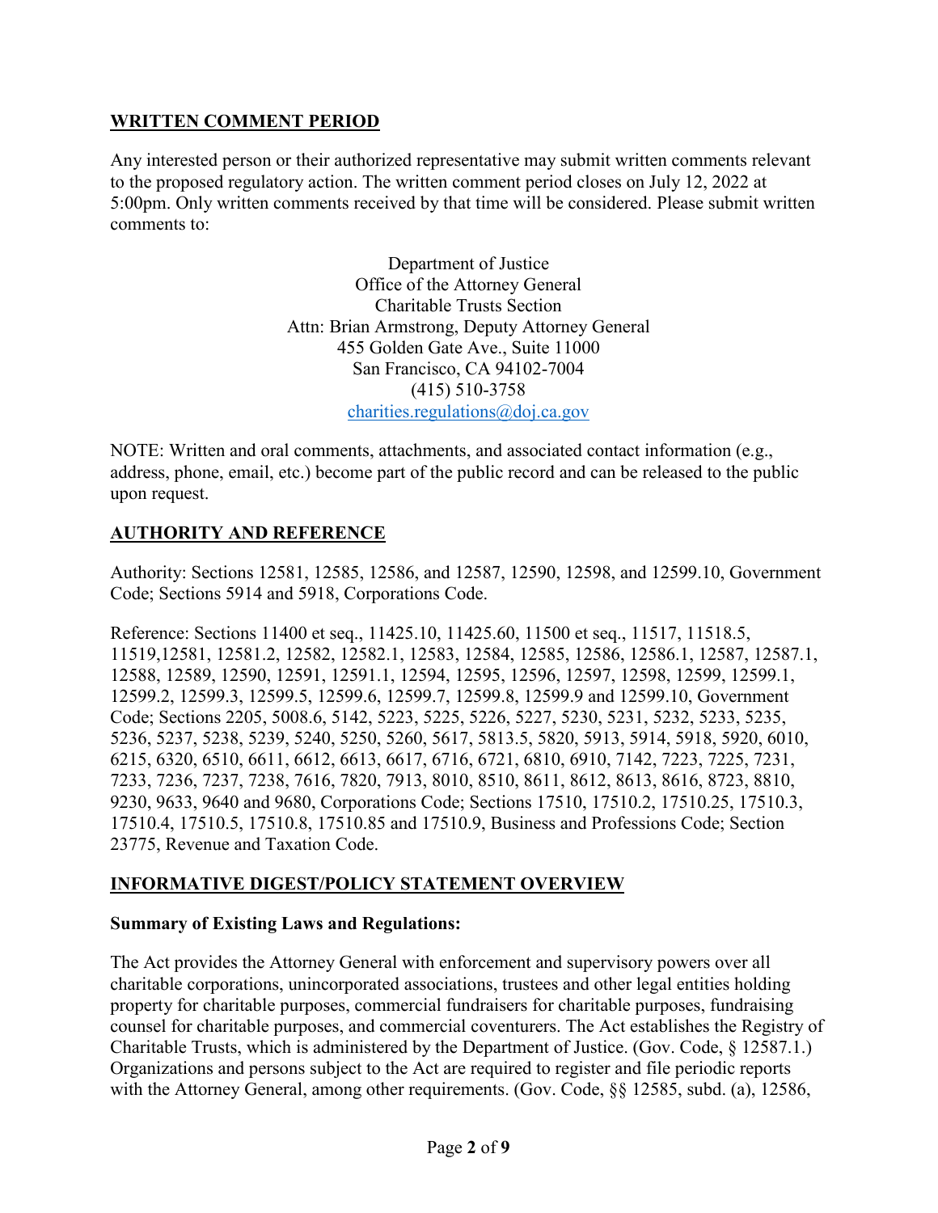## WRITTEN COMMENT PERIOD

Any interested person or their authorized representative may submit written comments relevant to the proposed regulatory action. The written comment period closes on July 12, 2022 at 5:00pm. Only written comments received by that time will be considered. Please submit written comments to:

Department of Justice
Office of the Attorney General
Charitable Trusts Section
Attn: Brian Armstrong, Deputy Attorney General
455 Golden Gate Ave., Suite 11000
San Francisco, CA 94102-7004
(415) 510-3758
charities.regulations@doj.ca.gov

NOTE: Written and oral comments, attachments, and associated contact information (e.g., address, phone, email, etc.) become part of the public record and can be released to the public upon request.

## AUTHORITY AND REFERENCE

Authority: Sections 12581, 12585, 12586, and 12587, 12590, 12598, and 12599.10, Government Code; Sections 5914 and 5918, Corporations Code.

Reference: Sections 11400 et seq., 11425.10, 11425.60, 11500 et seq., 11517, 11518.5, 11519,12581, 12581.2, 12582, 12582.1, 12583, 12584, 12585, 12586, 12586.1, 12587, 12587.1, 12588, 12589, 12590, 12591, 12591.1, 12594, 12595, 12596, 12597, 12598, 12599, 12599.1, 12599.2, 12599.3, 12599.5, 12599.6, 12599.7, 12599.8, 12599.9 and 12599.10, Government Code; Sections 2205, 5008.6, 5142, 5223, 5225, 5226, 5227, 5230, 5231, 5232, 5233, 5235, 5236, 5237, 5238, 5239, 5240, 5250, 5260, 5617, 5813.5, 5820, 5913, 5914, 5918, 5920, 6010, 6215, 6320, 6510, 6611, 6612, 6613, 6617, 6716, 6721, 6810, 6910, 7142, 7223, 7225, 7231, 7233, 7236, 7237, 7238, 7616, 7820, 7913, 8010, 8510, 8611, 8612, 8613, 8616, 8723, 8810, 9230, 9633, 9640 and 9680, Corporations Code; Sections 17510, 17510.2, 17510.25, 17510.3, 17510.4, 17510.5, 17510.8, 17510.85 and 17510.9, Business and Professions Code; Section 23775, Revenue and Taxation Code.

## INFORMATIVE DIGEST/POLICY STATEMENT OVERVIEW

### Summary of Existing Laws and Regulations:

The Act provides the Attorney General with enforcement and supervisory powers over all charitable corporations, unincorporated associations, trustees and other legal entities holding property for charitable purposes, commercial fundraisers for charitable purposes, fundraising counsel for charitable purposes, and commercial coventurers. The Act establishes the Registry of Charitable Trusts, which is administered by the Department of Justice. (Gov. Code, § 12587.1.) Organizations and persons subject to the Act are required to register and file periodic reports with the Attorney General, among other requirements. (Gov. Code, §§ 12585, subd. (a), 12586,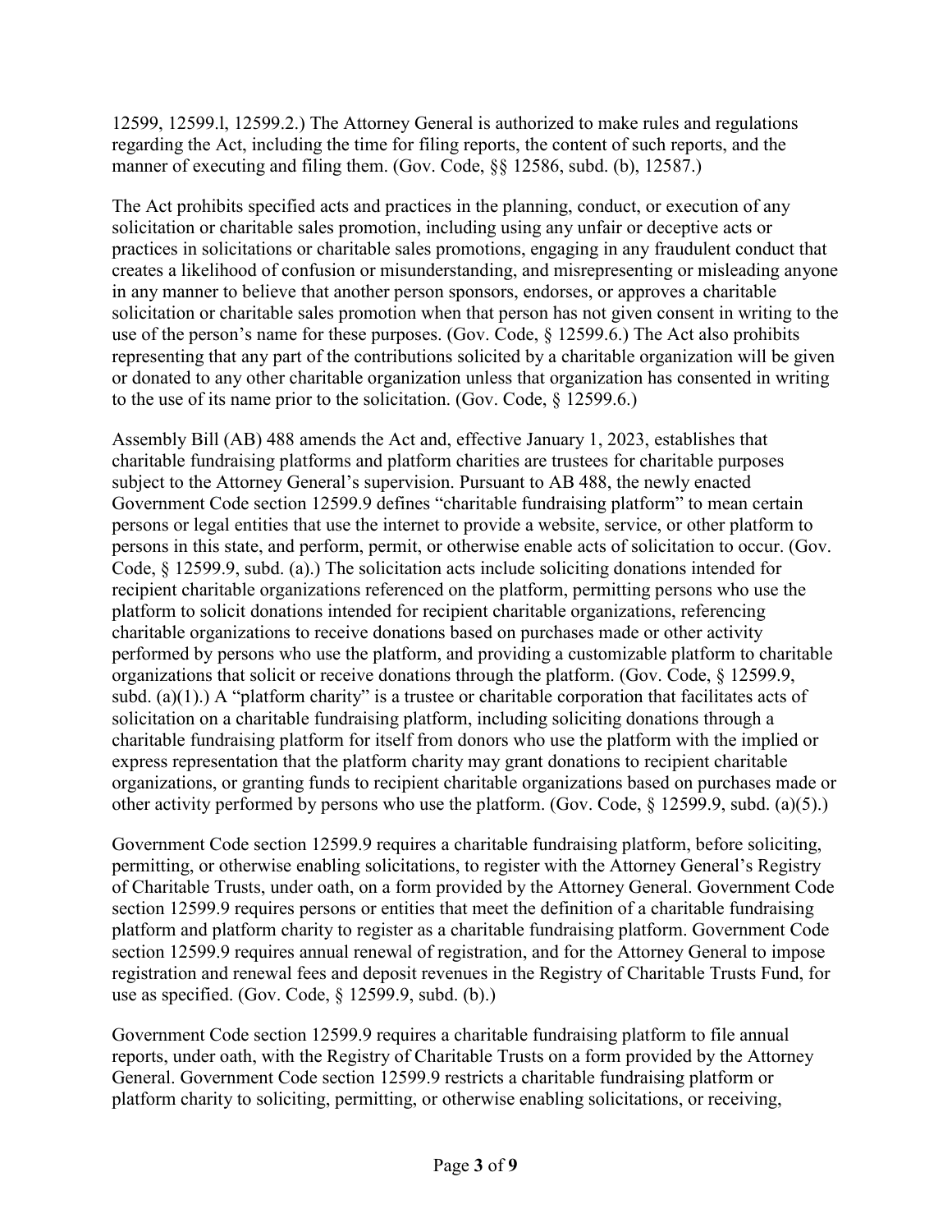12599, 12599.l, 12599.2.) The Attorney General is authorized to make rules and regulations regarding the Act, including the time for filing reports, the content of such reports, and the manner of executing and filing them. (Gov. Code, §§ 12586, subd. (b), 12587.)

The Act prohibits specified acts and practices in the planning, conduct, or execution of any solicitation or charitable sales promotion, including using any unfair or deceptive acts or practices in solicitations or charitable sales promotions, engaging in any fraudulent conduct that creates a likelihood of confusion or misunderstanding, and misrepresenting or misleading anyone in any manner to believe that another person sponsors, endorses, or approves a charitable solicitation or charitable sales promotion when that person has not given consent in writing to the use of the person's name for these purposes. (Gov. Code, § 12599.6.) The Act also prohibits representing that any part of the contributions solicited by a charitable organization will be given or donated to any other charitable organization unless that organization has consented in writing to the use of its name prior to the solicitation. (Gov. Code, § 12599.6.)

Assembly Bill (AB) 488 amends the Act and, effective January 1, 2023, establishes that charitable fundraising platforms and platform charities are trustees for charitable purposes subject to the Attorney General's supervision. Pursuant to AB 488, the newly enacted Government Code section 12599.9 defines "charitable fundraising platform" to mean certain persons or legal entities that use the internet to provide a website, service, or other platform to persons in this state, and perform, permit, or otherwise enable acts of solicitation to occur. (Gov. Code, § 12599.9, subd. (a).) The solicitation acts include soliciting donations intended for recipient charitable organizations referenced on the platform, permitting persons who use the platform to solicit donations intended for recipient charitable organizations, referencing charitable organizations to receive donations based on purchases made or other activity performed by persons who use the platform, and providing a customizable platform to charitable organizations that solicit or receive donations through the platform. (Gov. Code, § 12599.9, subd. (a)(1).) A "platform charity" is a trustee or charitable corporation that facilitates acts of solicitation on a charitable fundraising platform, including soliciting donations through a charitable fundraising platform for itself from donors who use the platform with the implied or express representation that the platform charity may grant donations to recipient charitable organizations, or granting funds to recipient charitable organizations based on purchases made or other activity performed by persons who use the platform. (Gov. Code, § 12599.9, subd. (a)(5).)

Government Code section 12599.9 requires a charitable fundraising platform, before soliciting, permitting, or otherwise enabling solicitations, to register with the Attorney General's Registry of Charitable Trusts, under oath, on a form provided by the Attorney General. Government Code section 12599.9 requires persons or entities that meet the definition of a charitable fundraising platform and platform charity to register as a charitable fundraising platform. Government Code section 12599.9 requires annual renewal of registration, and for the Attorney General to impose registration and renewal fees and deposit revenues in the Registry of Charitable Trusts Fund, for use as specified. (Gov. Code, § 12599.9, subd. (b).)

Government Code section 12599.9 requires a charitable fundraising platform to file annual reports, under oath, with the Registry of Charitable Trusts on a form provided by the Attorney General. Government Code section 12599.9 restricts a charitable fundraising platform or platform charity to soliciting, permitting, or otherwise enabling solicitations, or receiving,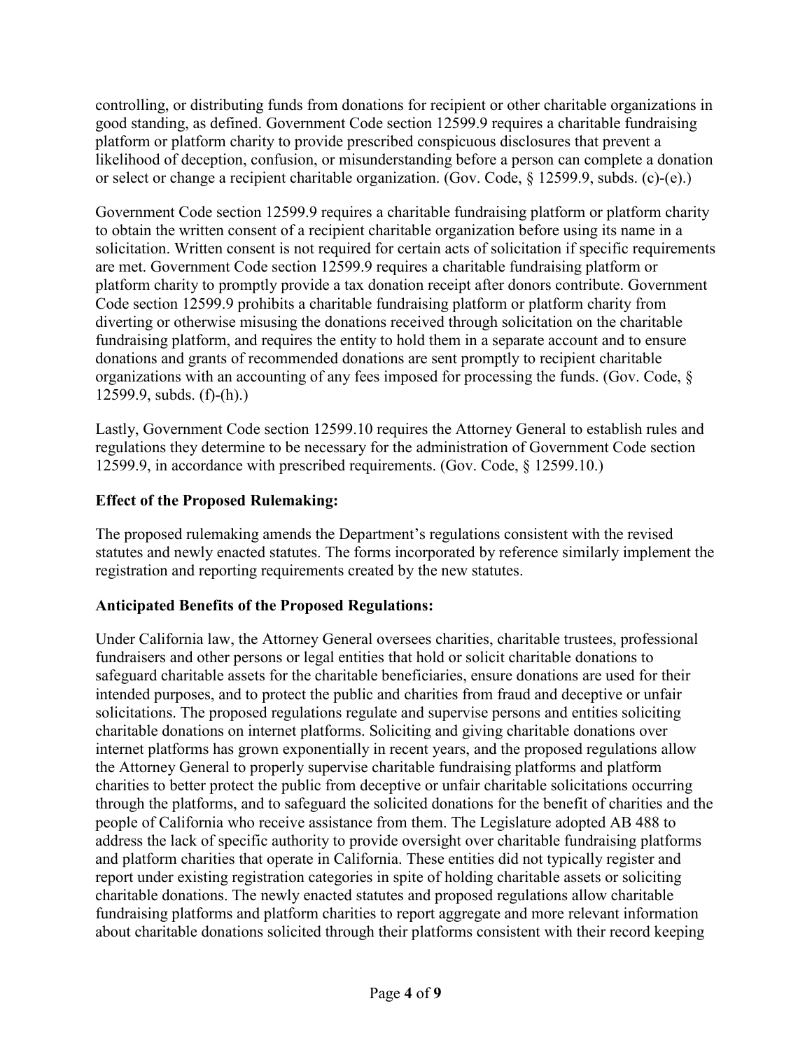controlling, or distributing funds from donations for recipient or other charitable organizations in good standing, as defined. Government Code section 12599.9 requires a charitable fundraising platform or platform charity to provide prescribed conspicuous disclosures that prevent a likelihood of deception, confusion, or misunderstanding before a person can complete a donation or select or change a recipient charitable organization. (Gov. Code, § 12599.9, subds. (c)-(e).)

Government Code section 12599.9 requires a charitable fundraising platform or platform charity to obtain the written consent of a recipient charitable organization before using its name in a solicitation. Written consent is not required for certain acts of solicitation if specific requirements are met. Government Code section 12599.9 requires a charitable fundraising platform or platform charity to promptly provide a tax donation receipt after donors contribute. Government Code section 12599.9 prohibits a charitable fundraising platform or platform charity from diverting or otherwise misusing the donations received through solicitation on the charitable fundraising platform, and requires the entity to hold them in a separate account and to ensure donations and grants of recommended donations are sent promptly to recipient charitable organizations with an accounting of any fees imposed for processing the funds. (Gov. Code, § 12599.9, subds. (f)-(h).)

Lastly, Government Code section 12599.10 requires the Attorney General to establish rules and regulations they determine to be necessary for the administration of Government Code section 12599.9, in accordance with prescribed requirements. (Gov. Code, § 12599.10.)

**Effect of the Proposed Rulemaking:**

The proposed rulemaking amends the Department's regulations consistent with the revised statutes and newly enacted statutes. The forms incorporated by reference similarly implement the registration and reporting requirements created by the new statutes.

**Anticipated Benefits of the Proposed Regulations:**

Under California law, the Attorney General oversees charities, charitable trustees, professional fundraisers and other persons or legal entities that hold or solicit charitable donations to safeguard charitable assets for the charitable beneficiaries, ensure donations are used for their intended purposes, and to protect the public and charities from fraud and deceptive or unfair solicitations. The proposed regulations regulate and supervise persons and entities soliciting charitable donations on internet platforms. Soliciting and giving charitable donations over internet platforms has grown exponentially in recent years, and the proposed regulations allow the Attorney General to properly supervise charitable fundraising platforms and platform charities to better protect the public from deceptive or unfair charitable solicitations occurring through the platforms, and to safeguard the solicited donations for the benefit of charities and the people of California who receive assistance from them. The Legislature adopted AB 488 to address the lack of specific authority to provide oversight over charitable fundraising platforms and platform charities that operate in California. These entities did not typically register and report under existing registration categories in spite of holding charitable assets or soliciting charitable donations. The newly enacted statutes and proposed regulations allow charitable fundraising platforms and platform charities to report aggregate and more relevant information about charitable donations solicited through their platforms consistent with their record keeping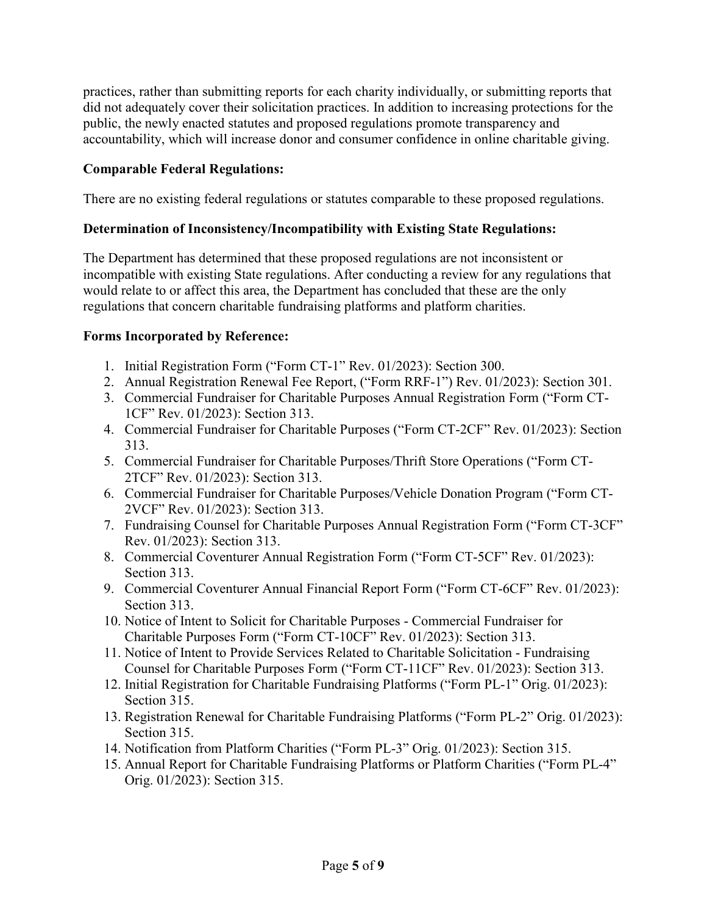practices, rather than submitting reports for each charity individually, or submitting reports that did not adequately cover their solicitation practices. In addition to increasing protections for the public, the newly enacted statutes and proposed regulations promote transparency and accountability, which will increase donor and consumer confidence in online charitable giving.

**Comparable Federal Regulations:**

There are no existing federal regulations or statutes comparable to these proposed regulations.

**Determination of Inconsistency/Incompatibility with Existing State Regulations:**

The Department has determined that these proposed regulations are not inconsistent or incompatible with existing State regulations. After conducting a review for any regulations that would relate to or affect this area, the Department has concluded that these are the only regulations that concern charitable fundraising platforms and platform charities.

**Forms Incorporated by Reference:**

1. Initial Registration Form ("Form CT-1" Rev. 01/2023): Section 300.
2. Annual Registration Renewal Fee Report, ("Form RRF-1") Rev. 01/2023): Section 301.
3. Commercial Fundraiser for Charitable Purposes Annual Registration Form ("Form CT-1CF" Rev. 01/2023): Section 313.
4. Commercial Fundraiser for Charitable Purposes ("Form CT-2CF" Rev. 01/2023): Section 313.
5. Commercial Fundraiser for Charitable Purposes/Thrift Store Operations ("Form CT-2TCF" Rev. 01/2023): Section 313.
6. Commercial Fundraiser for Charitable Purposes/Vehicle Donation Program ("Form CT-2VCF" Rev. 01/2023): Section 313.
7. Fundraising Counsel for Charitable Purposes Annual Registration Form ("Form CT-3CF" Rev. 01/2023): Section 313.
8. Commercial Coventurer Annual Registration Form ("Form CT-5CF" Rev. 01/2023): Section 313.
9. Commercial Coventurer Annual Financial Report Form ("Form CT-6CF" Rev. 01/2023): Section 313.
10. Notice of Intent to Solicit for Charitable Purposes - Commercial Fundraiser for Charitable Purposes Form ("Form CT-10CF" Rev. 01/2023): Section 313.
11. Notice of Intent to Provide Services Related to Charitable Solicitation - Fundraising Counsel for Charitable Purposes Form ("Form CT-11CF" Rev. 01/2023): Section 313.
12. Initial Registration for Charitable Fundraising Platforms ("Form PL-1" Orig. 01/2023): Section 315.
13. Registration Renewal for Charitable Fundraising Platforms ("Form PL-2" Orig. 01/2023): Section 315.
14. Notification from Platform Charities ("Form PL-3" Orig. 01/2023): Section 315.
15. Annual Report for Charitable Fundraising Platforms or Platform Charities ("Form PL-4" Orig. 01/2023): Section 315.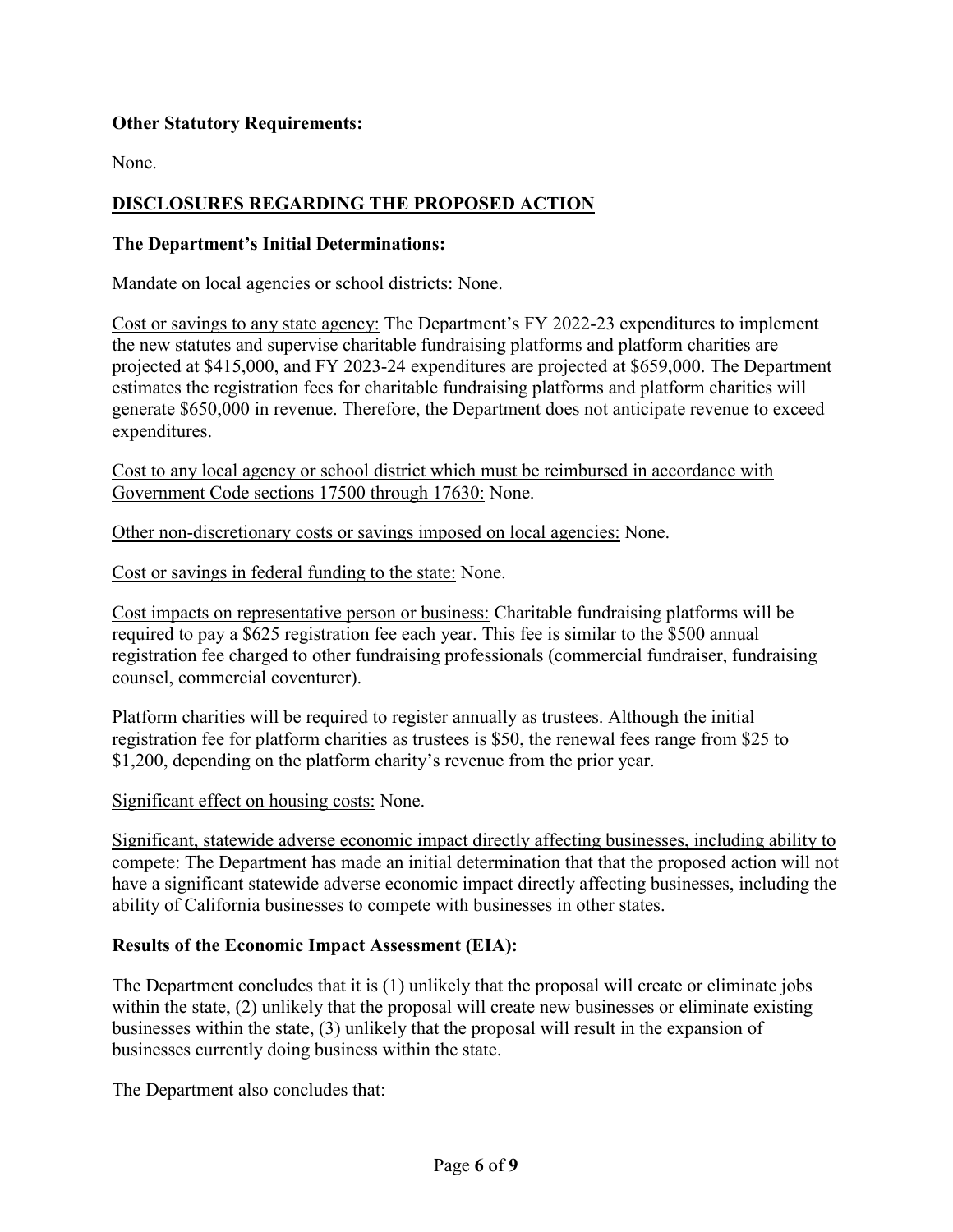**Other Statutory Requirements:**

None.

## DISCLOSURES REGARDING THE PROPOSED ACTION

**The Department's Initial Determinations:**

Mandate on local agencies or school districts: None.

Cost or savings to any state agency: The Department's FY 2022-23 expenditures to implement the new statutes and supervise charitable fundraising platforms and platform charities are projected at $415,000, and FY 2023-24 expenditures are projected at $659,000. The Department estimates the registration fees for charitable fundraising platforms and platform charities will generate $650,000 in revenue. Therefore, the Department does not anticipate revenue to exceed expenditures.

Cost to any local agency or school district which must be reimbursed in accordance with Government Code sections 17500 through 17630: None.

Other non-discretionary costs or savings imposed on local agencies: None.

Cost or savings in federal funding to the state: None.

Cost impacts on representative person or business: Charitable fundraising platforms will be required to pay a $625 registration fee each year. This fee is similar to the $500 annual registration fee charged to other fundraising professionals (commercial fundraiser, fundraising counsel, commercial coventurer).

Platform charities will be required to register annually as trustees. Although the initial registration fee for platform charities as trustees is $50, the renewal fees range from $25 to $1,200, depending on the platform charity's revenue from the prior year.

Significant effect on housing costs: None.

Significant, statewide adverse economic impact directly affecting businesses, including ability to compete: The Department has made an initial determination that that the proposed action will not have a significant statewide adverse economic impact directly affecting businesses, including the ability of California businesses to compete with businesses in other states.

**Results of the Economic Impact Assessment (EIA):**

The Department concludes that it is (1) unlikely that the proposal will create or eliminate jobs within the state, (2) unlikely that the proposal will create new businesses or eliminate existing businesses within the state, (3) unlikely that the proposal will result in the expansion of businesses currently doing business within the state.

The Department also concludes that: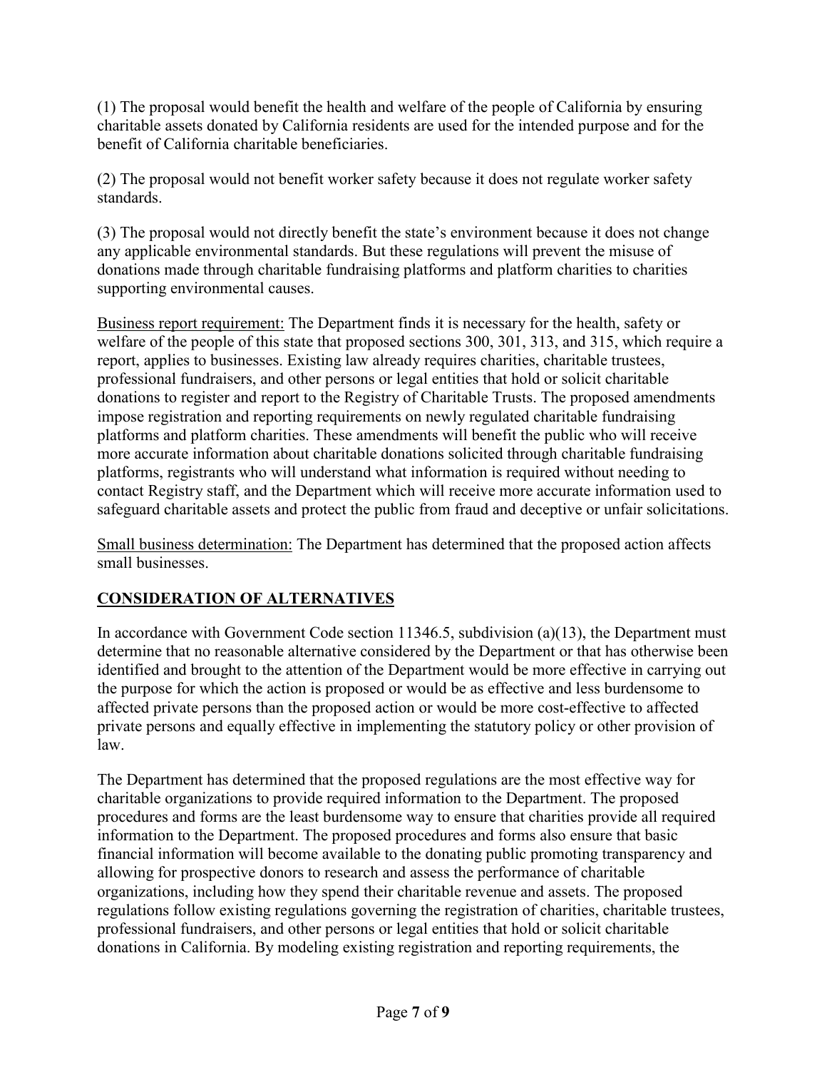(1) The proposal would benefit the health and welfare of the people of California by ensuring charitable assets donated by California residents are used for the intended purpose and for the benefit of California charitable beneficiaries.

(2) The proposal would not benefit worker safety because it does not regulate worker safety standards.

(3) The proposal would not directly benefit the state's environment because it does not change any applicable environmental standards. But these regulations will prevent the misuse of donations made through charitable fundraising platforms and platform charities to charities supporting environmental causes.

Business report requirement: The Department finds it is necessary for the health, safety or welfare of the people of this state that proposed sections 300, 301, 313, and 315, which require a report, applies to businesses. Existing law already requires charities, charitable trustees, professional fundraisers, and other persons or legal entities that hold or solicit charitable donations to register and report to the Registry of Charitable Trusts. The proposed amendments impose registration and reporting requirements on newly regulated charitable fundraising platforms and platform charities. These amendments will benefit the public who will receive more accurate information about charitable donations solicited through charitable fundraising platforms, registrants who will understand what information is required without needing to contact Registry staff, and the Department which will receive more accurate information used to safeguard charitable assets and protect the public from fraud and deceptive or unfair solicitations.

Small business determination: The Department has determined that the proposed action affects small businesses.

## CONSIDERATION OF ALTERNATIVES

In accordance with Government Code section 11346.5, subdivision (a)(13), the Department must determine that no reasonable alternative considered by the Department or that has otherwise been identified and brought to the attention of the Department would be more effective in carrying out the purpose for which the action is proposed or would be as effective and less burdensome to affected private persons than the proposed action or would be more cost-effective to affected private persons and equally effective in implementing the statutory policy or other provision of law.

The Department has determined that the proposed regulations are the most effective way for charitable organizations to provide required information to the Department. The proposed procedures and forms are the least burdensome way to ensure that charities provide all required information to the Department. The proposed procedures and forms also ensure that basic financial information will become available to the donating public promoting transparency and allowing for prospective donors to research and assess the performance of charitable organizations, including how they spend their charitable revenue and assets. The proposed regulations follow existing regulations governing the registration of charities, charitable trustees, professional fundraisers, and other persons or legal entities that hold or solicit charitable donations in California. By modeling existing registration and reporting requirements, the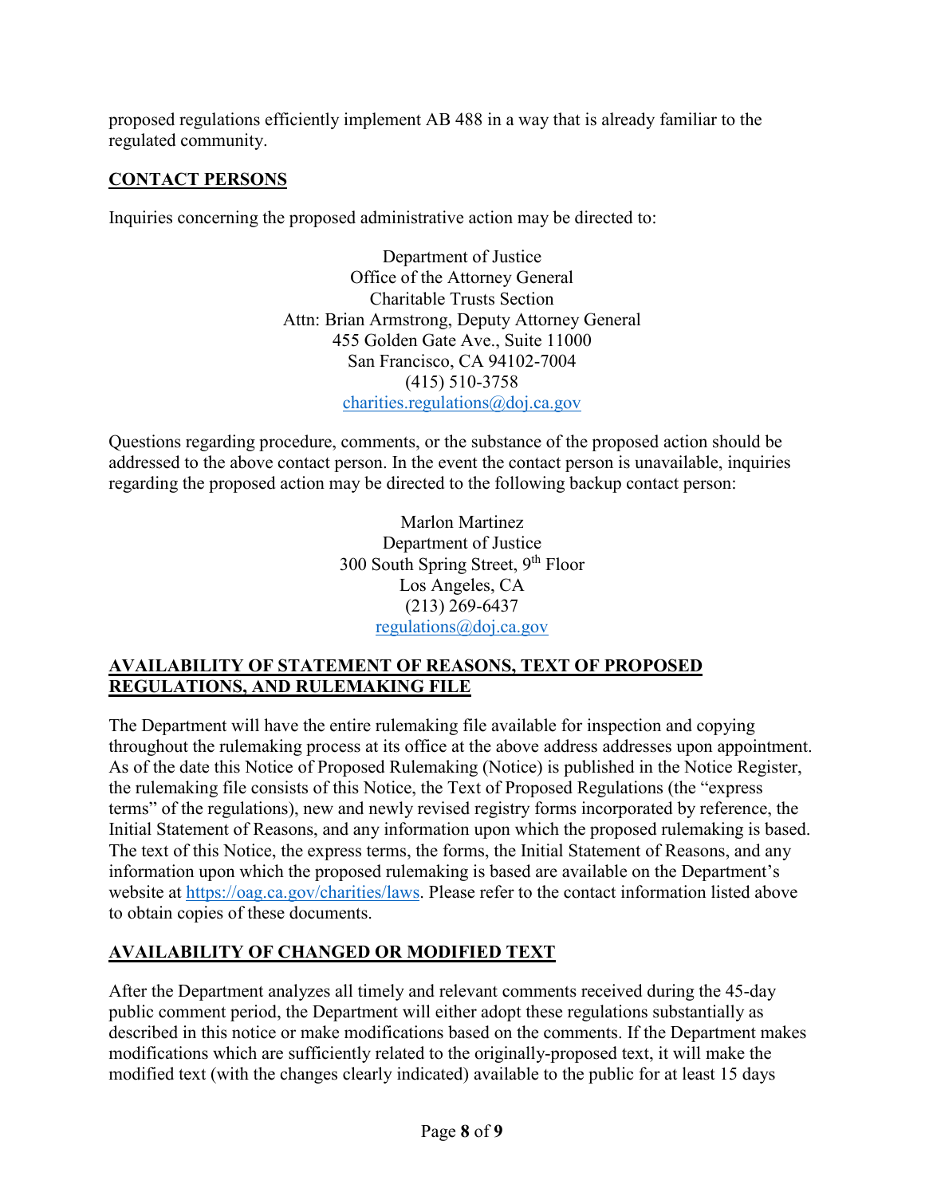proposed regulations efficiently implement AB 488 in a way that is already familiar to the regulated community.

## CONTACT PERSONS

Inquiries concerning the proposed administrative action may be directed to:

Department of Justice  
Office of the Attorney General  
Charitable Trusts Section  
Attn: Brian Armstrong, Deputy Attorney General  
455 Golden Gate Ave., Suite 11000  
San Francisco, CA 94102-7004  
(415) 510-3758  
charities.regulations@doj.ca.gov

Questions regarding procedure, comments, or the substance of the proposed action should be addressed to the above contact person. In the event the contact person is unavailable, inquiries regarding the proposed action may be directed to the following backup contact person:

Marlon Martinez  
Department of Justice  
300 South Spring Street, 9th Floor  
Los Angeles, CA  
(213) 269-6437  
regulations@doj.ca.gov

## AVAILABILITY OF STATEMENT OF REASONS, TEXT OF PROPOSED REGULATIONS, AND RULEMAKING FILE

The Department will have the entire rulemaking file available for inspection and copying throughout the rulemaking process at its office at the above address addresses upon appointment. As of the date this Notice of Proposed Rulemaking (Notice) is published in the Notice Register, the rulemaking file consists of this Notice, the Text of Proposed Regulations (the "express terms" of the regulations), new and newly revised registry forms incorporated by reference, the Initial Statement of Reasons, and any information upon which the proposed rulemaking is based. The text of this Notice, the express terms, the forms, the Initial Statement of Reasons, and any information upon which the proposed rulemaking is based are available on the Department's website at https://oag.ca.gov/charities/laws. Please refer to the contact information listed above to obtain copies of these documents.

## AVAILABILITY OF CHANGED OR MODIFIED TEXT

After the Department analyzes all timely and relevant comments received during the 45-day public comment period, the Department will either adopt these regulations substantially as described in this notice or make modifications based on the comments. If the Department makes modifications which are sufficiently related to the originally-proposed text, it will make the modified text (with the changes clearly indicated) available to the public for at least 15 days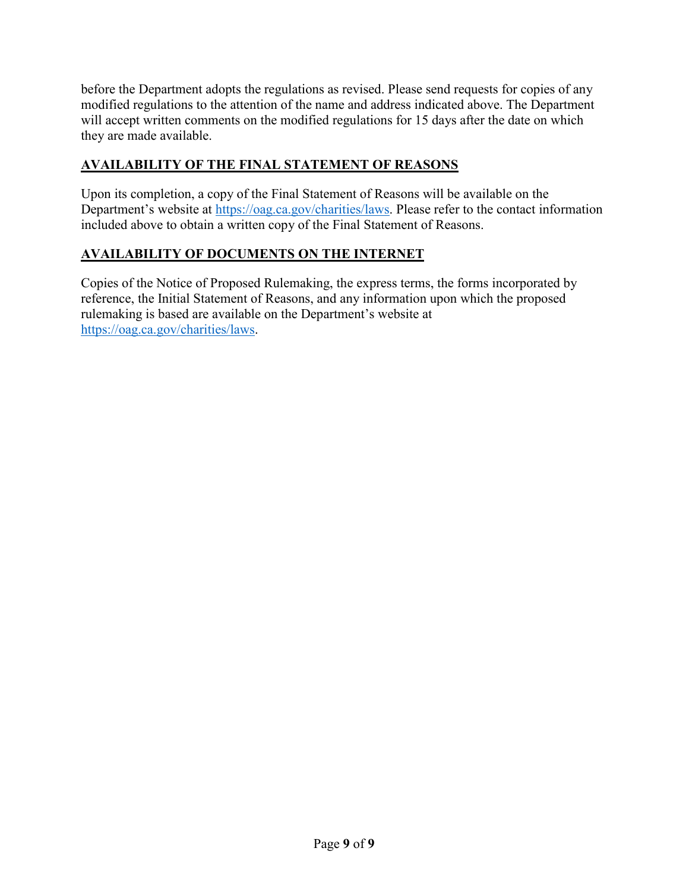before the Department adopts the regulations as revised. Please send requests for copies of any modified regulations to the attention of the name and address indicated above. The Department will accept written comments on the modified regulations for 15 days after the date on which they are made available.

## AVAILABILITY OF THE FINAL STATEMENT OF REASONS

Upon its completion, a copy of the Final Statement of Reasons will be available on the Department's website at https://oag.ca.gov/charities/laws. Please refer to the contact information included above to obtain a written copy of the Final Statement of Reasons.

## AVAILABILITY OF DOCUMENTS ON THE INTERNET

Copies of the Notice of Proposed Rulemaking, the express terms, the forms incorporated by reference, the Initial Statement of Reasons, and any information upon which the proposed rulemaking is based are available on the Department's website at https://oag.ca.gov/charities/laws.